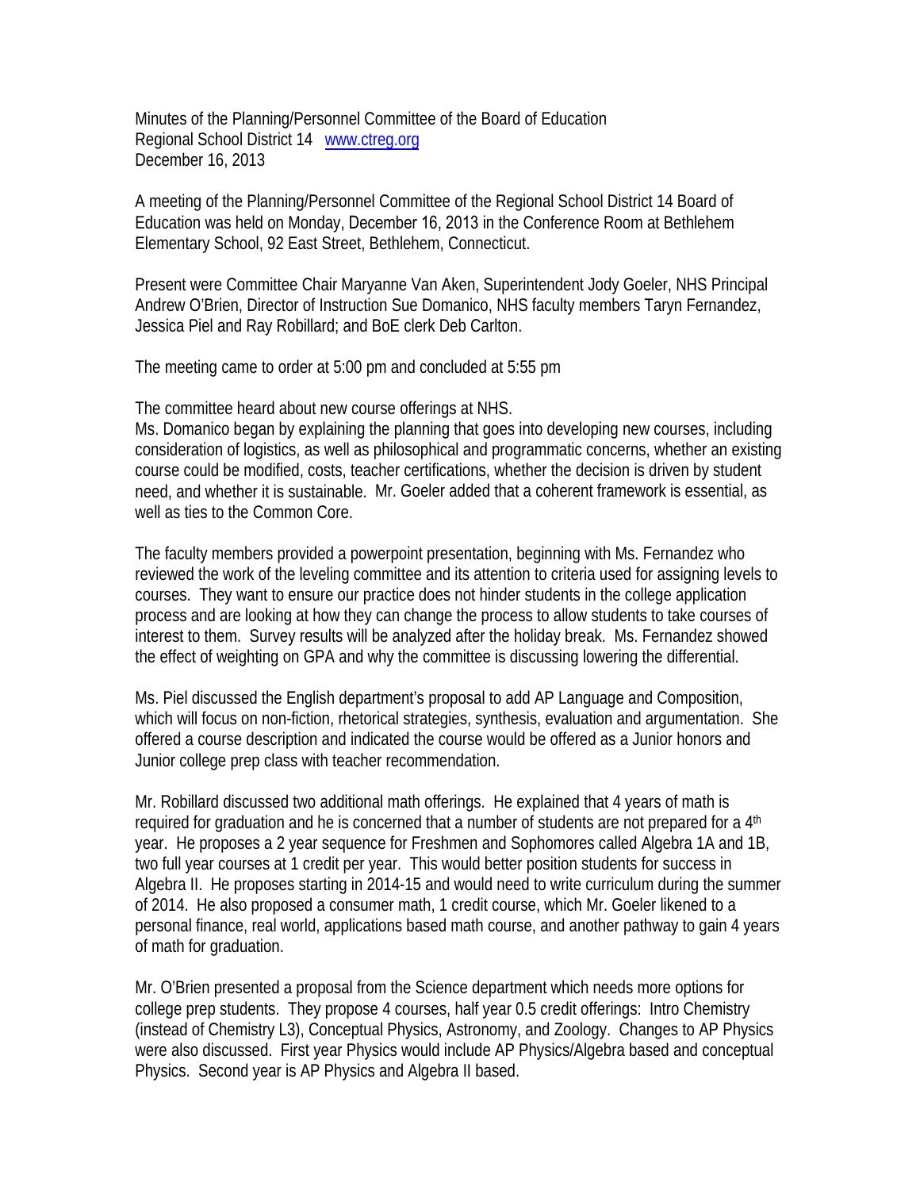Minutes of the Planning/Personnel Committee of the Board of Education
Regional School District 14 [www.ctreg.org](http://www.ctreg.org)
December 16, 2013

A meeting of the Planning/Personnel Committee of the Regional School District 14 Board of Education was held on Monday, December 16, 2013 in the Conference Room at Bethlehem Elementary School, 92 East Street, Bethlehem, Connecticut.

Present were Committee Chair Maryanne Van Aken, Superintendent Jody Goeler, NHS Principal Andrew O'Brien, Director of Instruction Sue Domanico, NHS faculty members Taryn Fernandez, Jessica Piel and Ray Robillard; and BoE clerk Deb Carlton.

The meeting came to order at 5:00 pm and concluded at 5:55 pm

The committee heard about new course offerings at NHS.
Ms. Domanico began by explaining the planning that goes into developing new courses, including consideration of logistics, as well as philosophical and programmatic concerns, whether an existing course could be modified, costs, teacher certifications, whether the decision is driven by student need, and whether it is sustainable. Mr. Goeler added that a coherent framework is essential, as well as ties to the Common Core.

The faculty members provided a powerpoint presentation, beginning with Ms. Fernandez who reviewed the work of the leveling committee and its attention to criteria used for assigning levels to courses. They want to ensure our practice does not hinder students in the college application process and are looking at how they can change the process to allow students to take courses of interest to them. Survey results will be analyzed after the holiday break. Ms. Fernandez showed the effect of weighting on GPA and why the committee is discussing lowering the differential.

Ms. Piel discussed the English department's proposal to add AP Language and Composition, which will focus on non-fiction, rhetorical strategies, synthesis, evaluation and argumentation. She offered a course description and indicated the course would be offered as a Junior honors and Junior college prep class with teacher recommendation.

Mr. Robillard discussed two additional math offerings. He explained that 4 years of math is required for graduation and he is concerned that a number of students are not prepared for a 4th year. He proposes a 2 year sequence for Freshmen and Sophomores called Algebra 1A and 1B, two full year courses at 1 credit per year. This would better position students for success in Algebra II. He proposes starting in 2014-15 and would need to write curriculum during the summer of 2014. He also proposed a consumer math, 1 credit course, which Mr. Goeler likened to a personal finance, real world, applications based math course, and another pathway to gain 4 years of math for graduation.

Mr. O'Brien presented a proposal from the Science department which needs more options for college prep students. They propose 4 courses, half year 0.5 credit offerings: Intro Chemistry (instead of Chemistry L3), Conceptual Physics, Astronomy, and Zoology. Changes to AP Physics were also discussed. First year Physics would include AP Physics/Algebra based and conceptual Physics. Second year is AP Physics and Algebra II based.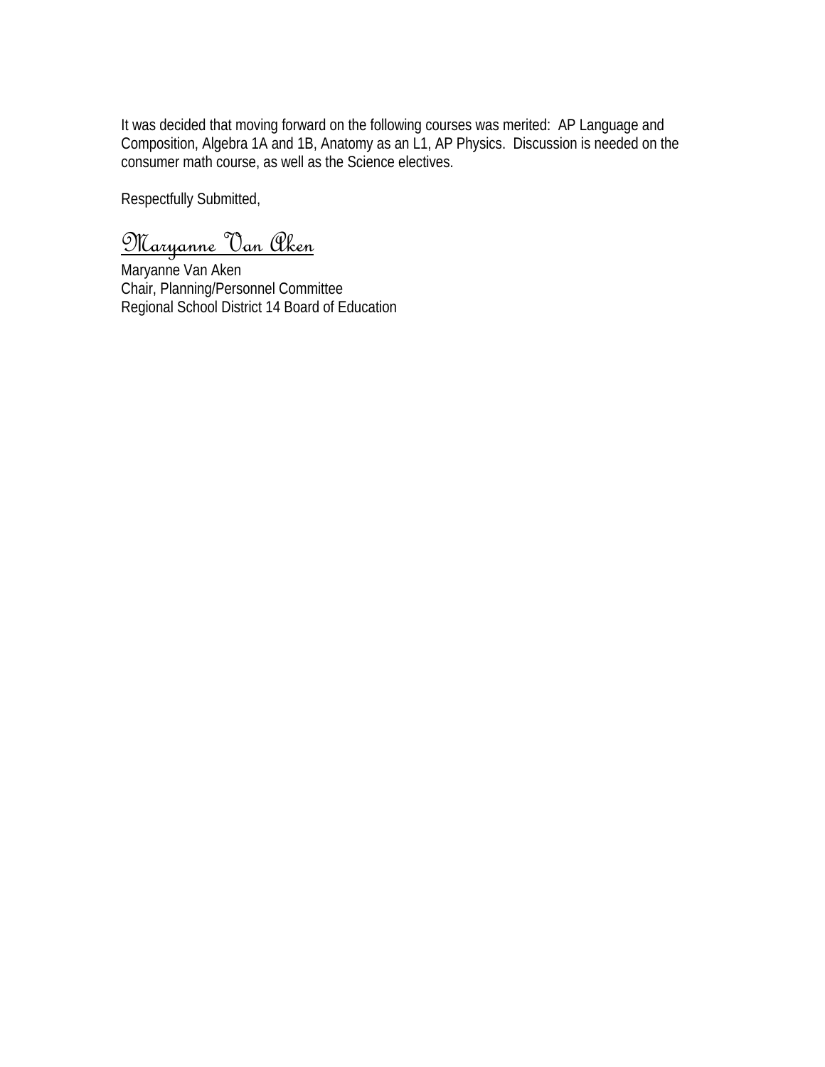It was decided that moving forward on the following courses was merited: AP Language and Composition, Algebra 1A and 1B, Anatomy as an L1, AP Physics. Discussion is needed on the consumer math course, as well as the Science electives.

Respectfully Submitted,

Maryanne Van Aken

Maryanne Van Aken
Chair, Planning/Personnel Committee
Regional School District 14 Board of Education